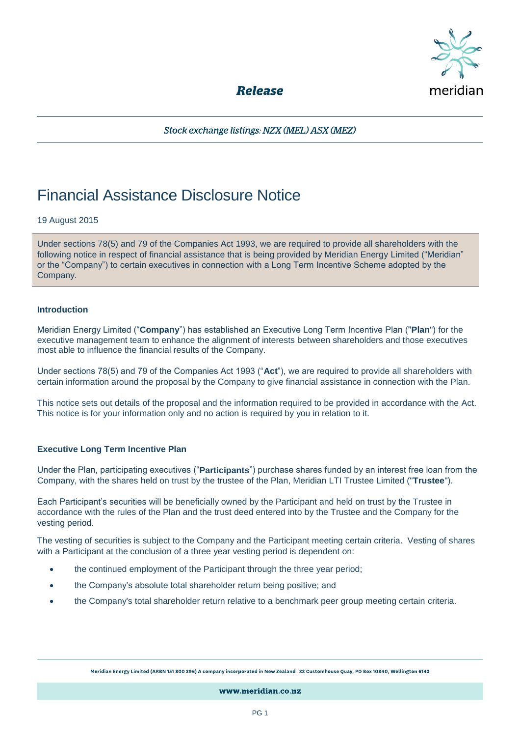*Release*

*Stock exchange listings: NZX (MEL) ASX (MEZ)*

# Financial Assistance Disclosure Notice

19 August 2015

Under sections 78(5) and 79 of the Companies Act 1993, we are required to provide all shareholders with the following notice in respect of financial assistance that is being provided by Meridian Energy Limited ("Meridian" or the "Company") to certain executives in connection with a Long Term Incentive Scheme adopted by the Company.

### Introduction

Meridian Energy Limited ("**Company**") has established an Executive Long Term Incentive Plan ("**Plan**") for the executive management team to enhance the alignment of interests between shareholders and those executives most able to influence the financial results of the Company.

Under sections 78(5) and 79 of the Companies Act 1993 ("**Act**"), we are required to provide all shareholders with certain information around the proposal by the Company to give financial assistance in connection with the Plan.

This notice sets out details of the proposal and the information required to be provided in accordance with the Act. This notice is for your information only and no action is required by you in relation to it.

### Executive Long Term Incentive Plan

Under the Plan, participating executives ("**Participants**") purchase shares funded by an interest free loan from the Company, with the shares held on trust by the trustee of the Plan, Meridian LTI Trustee Limited ("**Trustee**").

Each Participant's securities will be beneficially owned by the Participant and held on trust by the Trustee in accordance with the rules of the Plan and the trust deed entered into by the Trustee and the Company for the vesting period.

The vesting of securities is subject to the Company and the Participant meeting certain criteria. Vesting of shares with a Participant at the conclusion of a three year vesting period is dependent on:

- the continued employment of the Participant through the three year period;
- the Company's absolute total shareholder return being positive; and
- the Company's total shareholder return relative to a benchmark peer group meeting certain criteria.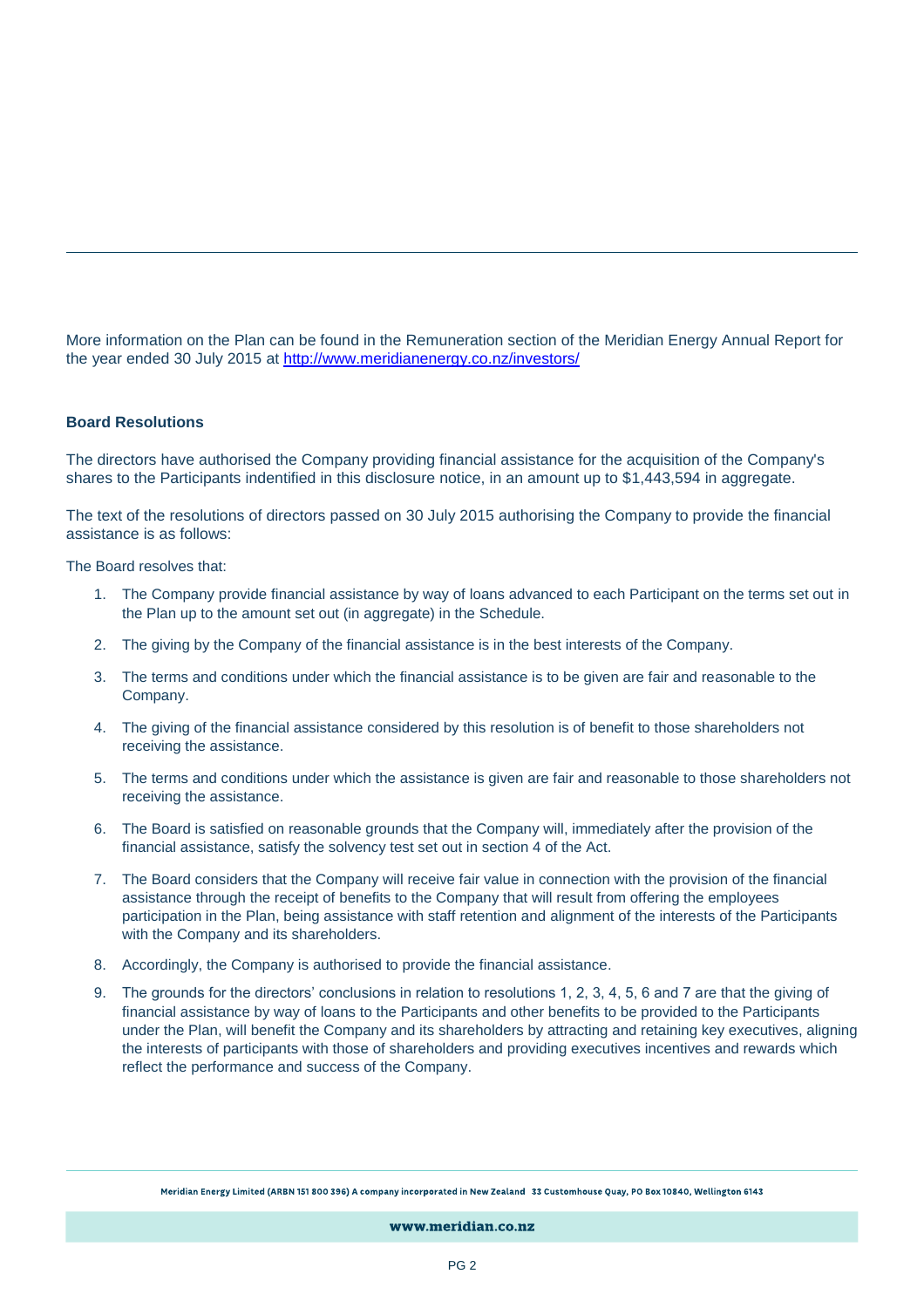More information on the Plan can be found in the Remuneration section of the Meridian Energy Annual Report for the year ended 30 July 2015 at [http://www.meridianenergy.co.nz/investors/](http://www.meridianenergy.co.nz/investors/)

**Board Resolutions**

The directors have authorised the Company providing financial assistance for the acquisition of the Company's shares to the Participants indentified in this disclosure notice, in an amount up to $1,443,594 in aggregate.

The text of the resolutions of directors passed on 30 July 2015 authorising the Company to provide the financial assistance is as follows:

The Board resolves that:

1. The Company provide financial assistance by way of loans advanced to each Participant on the terms set out in the Plan up to the amount set out (in aggregate) in the Schedule.
2. The giving by the Company of the financial assistance is in the best interests of the Company.
3. The terms and conditions under which the financial assistance is to be given are fair and reasonable to the Company.
4. The giving of the financial assistance considered by this resolution is of benefit to those shareholders not receiving the assistance.
5. The terms and conditions under which the assistance is given are fair and reasonable to those shareholders not receiving the assistance.
6. The Board is satisfied on reasonable grounds that the Company will, immediately after the provision of the financial assistance, satisfy the solvency test set out in section 4 of the Act.
7. The Board considers that the Company will receive fair value in connection with the provision of the financial assistance through the receipt of benefits to the Company that will result from offering the employees participation in the Plan, being assistance with staff retention and alignment of the interests of the Participants with the Company and its shareholders.
8. Accordingly, the Company is authorised to provide the financial assistance.
9. The grounds for the directors' conclusions in relation to resolutions 1, 2, 3, 4, 5, 6 and 7 are that the giving of financial assistance by way of loans to the Participants and other benefits to be provided to the Participants under the Plan, will benefit the Company and its shareholders by attracting and retaining key executives, aligning the interests of participants with those of shareholders and providing executives incentives and rewards which reflect the performance and success of the Company.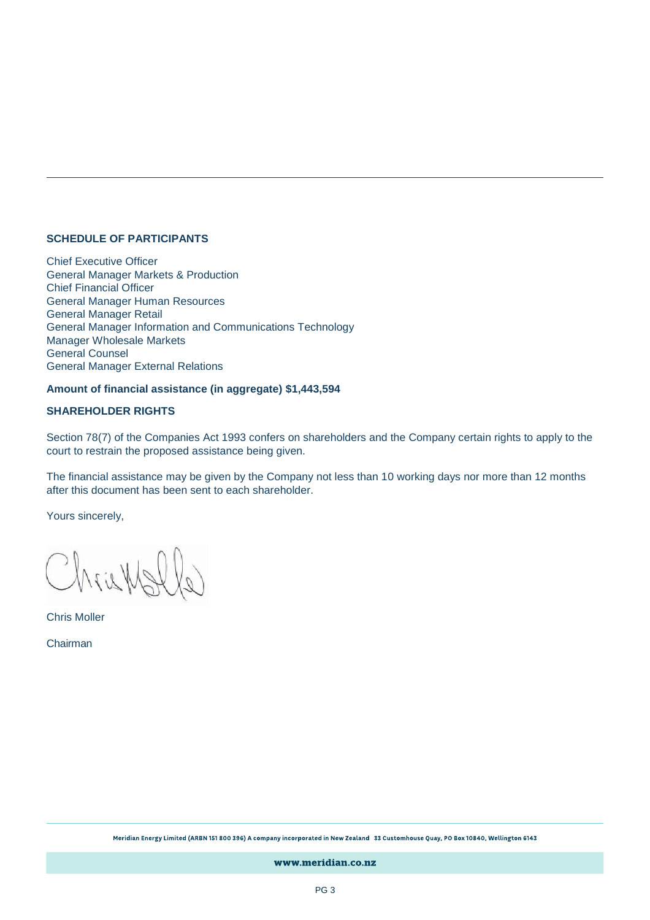## SCHEDULE OF PARTICIPANTS

Chief Executive Officer
General Manager Markets & Production
Chief Financial Officer
General Manager Human Resources
General Manager Retail
General Manager Information and Communications Technology
Manager Wholesale Markets
General Counsel
General Manager External Relations

**Amount of financial assistance (in aggregate) $1,443,594**

## SHAREHOLDER RIGHTS

Section 78(7) of the Companies Act 1993 confers on shareholders and the Company certain rights to apply to the court to restrain the proposed assistance being given.

The financial assistance may be given by the Company not less than 10 working days nor more than 12 months after this document has been sent to each shareholder.

Yours sincerely,

Chris Moller

Chairman

Meridian Energy Limited (ARBN 151 800 396) A company incorporated in New Zealand 33 Customhouse Quay, PO Box 10840, Wellington 6143

www.meridian.co.nz